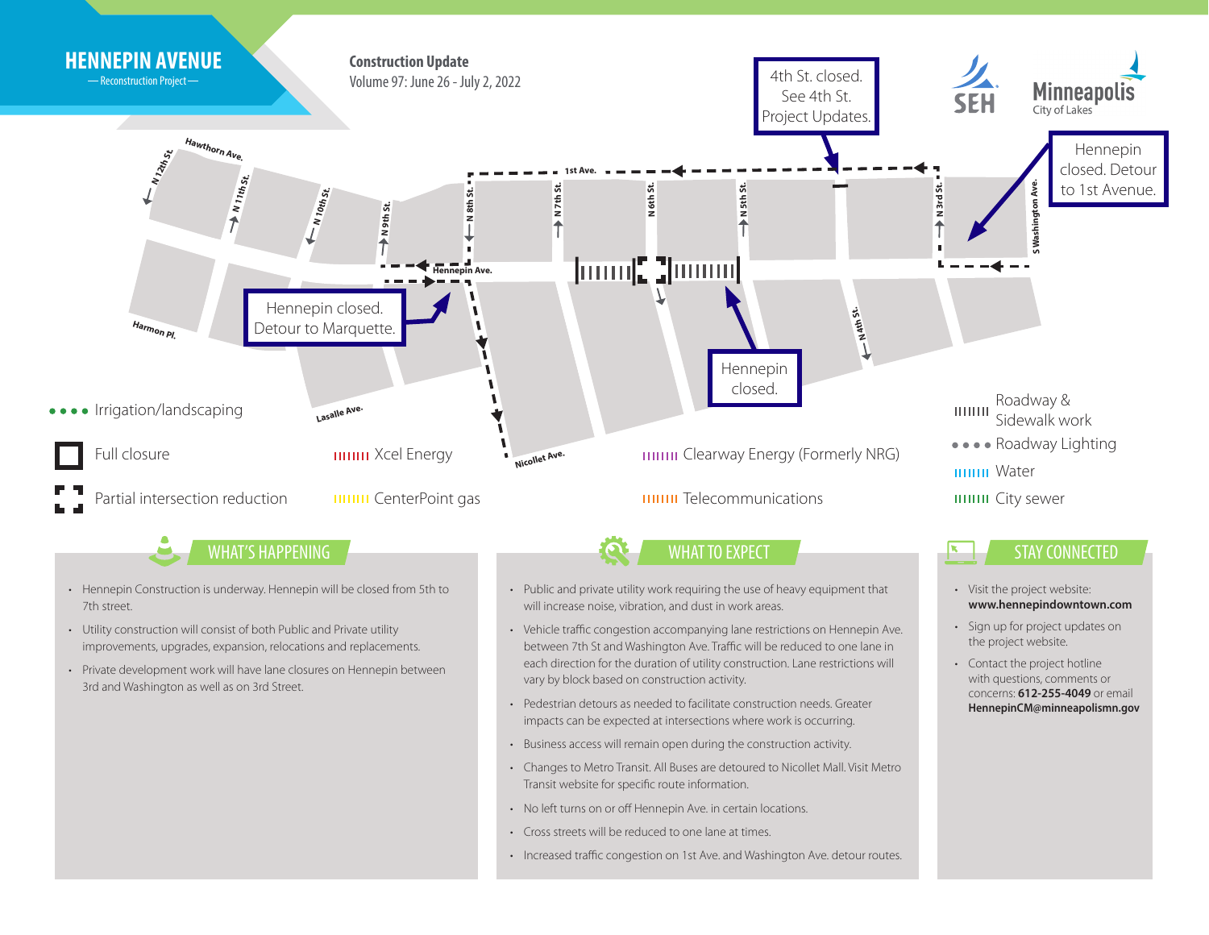# HENNEPIN AVENUE

— Reconstruction Project —

**Construction Update**

Volume 97: June 26 - July 2, 2022

SEH

Minneapolis
City of Lakes

4th St. closed. See 4th St. Project Updates.

Hennepin closed. Detour to 1st Avenue.

Hennepin closed. Detour to Marquette.

Hennepin closed.

Hawthorn Ave. · N 12th St. · N 11th St. · N 10th St. · N 9th St. · N 8th St. · 1st Ave. · N 7th St. · N 6th St. · N 5th St. · N 3rd St. · S Washington Ave. · Hennepin Ave. · N 4th St. · Harmon Pl. · Lasalle Ave. · Nicollet Ave.

**Legend**

- Irrigation/landscaping
- Full closure
- Partial intersection reduction
- Xcel Energy
- CenterPoint gas
- Clearway Energy (Formerly NRG)
- Telecommunications
- Roadway & Sidewalk work
- Roadway Lighting
- Water
- City sewer

## WHAT'S HAPPENING

- Hennepin Construction is underway. Hennepin will be closed from 5th to 7th street.
- Utility construction will consist of both Public and Private utility improvements, upgrades, expansion, relocations and replacements.
- Private development work will have lane closures on Hennepin between 3rd and Washington as well as on 3rd Street.

## WHAT TO EXPECT

- Public and private utility work requiring the use of heavy equipment that will increase noise, vibration, and dust in work areas.
- Vehicle traffic congestion accompanying lane restrictions on Hennepin Ave. between 7th St and Washington Ave. Traffic will be reduced to one lane in each direction for the duration of utility construction. Lane restrictions will vary by block based on construction activity.
- Pedestrian detours as needed to facilitate construction needs. Greater impacts can be expected at intersections where work is occurring.
- Business access will remain open during the construction activity.
- Changes to Metro Transit. All Buses are detoured to Nicollet Mall. Visit Metro Transit website for specific route information.
- No left turns on or off Hennepin Ave. in certain locations.
- Cross streets will be reduced to one lane at times.
- Increased traffic congestion on 1st Ave. and Washington Ave. detour routes.

## STAY CONNECTED

- Visit the project website: **www.hennepindowntown.com**
- Sign up for project updates on the project website.
- Contact the project hotline with questions, comments or concerns: **612-255-4049** or email **HennepinCM@minneapolismn.gov**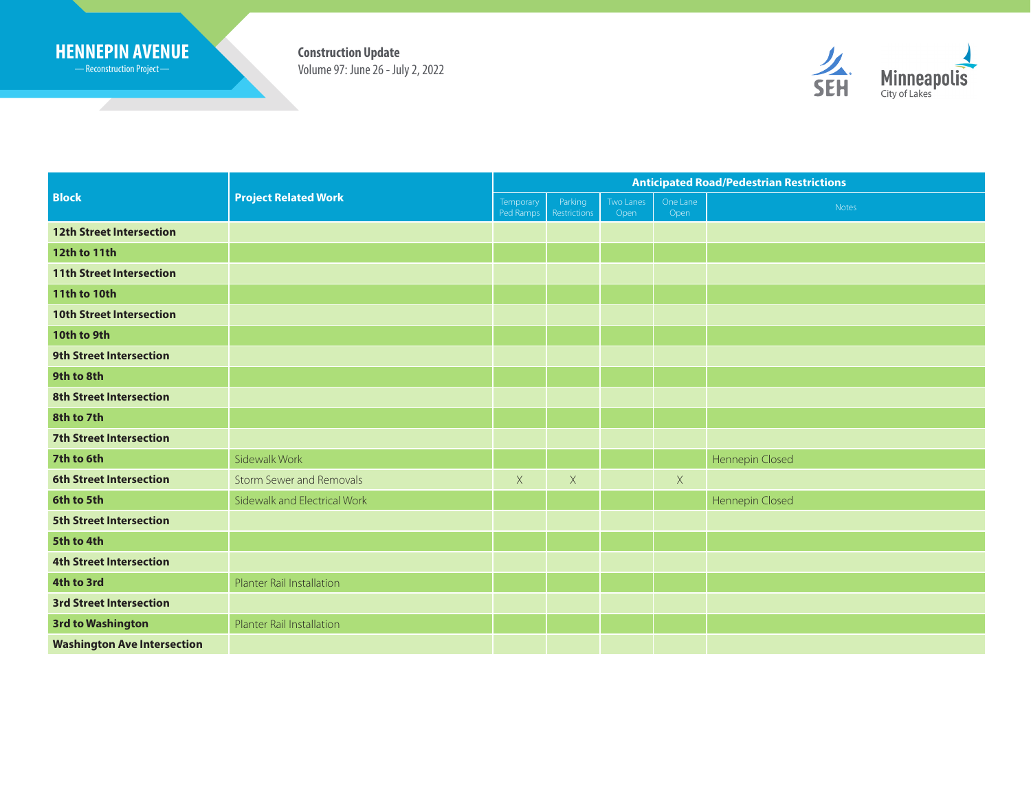**HENNEPIN AVENUE**
— Reconstruction Project —

**Construction Update**
Volume 97: June 26 - July 2, 2022

| Block | Project Related Work | Anticipated Road/Pedestrian Restrictions | | | | |
|---|---|---|---|---|---|---|
| | | Temporary Ped Ramps | Parking Restrictions | Two Lanes Open | One Lane Open | Notes |
| **12th Street Intersection** | | | | | | |
| **12th to 11th** | | | | | | |
| **11th Street Intersection** | | | | | | |
| **11th to 10th** | | | | | | |
| **10th Street Intersection** | | | | | | |
| **10th to 9th** | | | | | | |
| **9th Street Intersection** | | | | | | |
| **9th to 8th** | | | | | | |
| **8th Street Intersection** | | | | | | |
| **8th to 7th** | | | | | | |
| **7th Street Intersection** | | | | | | |
| **7th to 6th** | Sidewalk Work | | | | | Hennepin Closed |
| **6th Street Intersection** | Storm Sewer and Removals | X | X | | X | |
| **6th to 5th** | Sidewalk and Electrical Work | | | | | Hennepin Closed |
| **5th Street Intersection** | | | | | | |
| **5th to 4th** | | | | | | |
| **4th Street Intersection** | | | | | | |
| **4th to 3rd** | Planter Rail Installation | | | | | |
| **3rd Street Intersection** | | | | | | |
| **3rd to Washington** | Planter Rail Installation | | | | | |
| **Washington Ave Intersection** | | | | | | |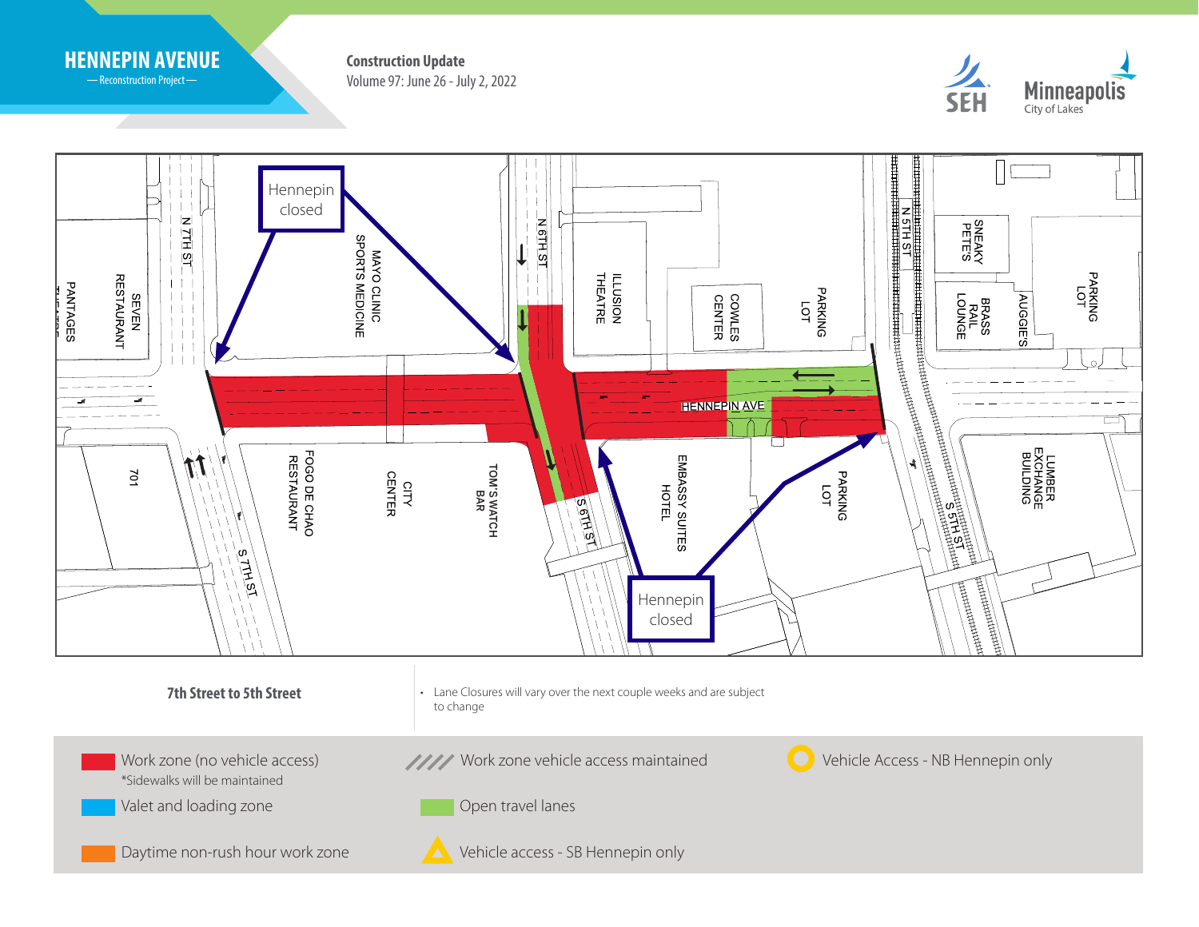# HENNEPIN AVENUE

— Reconstruction Project —

**Construction Update**

Volume 97: June 26 - July 2, 2022

SEH

Minneapolis City of Lakes

Hennepin closed

Hennepin closed

N 7TH ST

S 7TH ST

N 6TH ST

S 6TH ST

N 5TH ST

S 5TH ST

HENNEPIN AVE

PANTAGES THEATRE

SEVEN RESTAURANT

701

MAYO CLINIC SPORTS MEDICINE

FOGO DE CHAO RESTAURANT

CITY CENTER

TOM'S WATCH BAR

ILLUSION THEATRE

COWLES CENTER

PARKING LOT

EMBASSY SUITES HOTEL

PARKING LOT

SNEAKY PETE'S

BRASS RAIL LOUNGE

AUGGIE'S

PARKING LOT

LUMBER EXCHANGE BUILDING

**7th Street to 5th Street**

- Lane Closures will vary over the next couple weeks and are subject to change

Work zone (no vehicle access)
*Sidewalks will be maintained

Valet and loading zone

Daytime non-rush hour work zone

Work zone vehicle access maintained

Open travel lanes

Vehicle access - SB Hennepin only

Vehicle Access - NB Hennepin only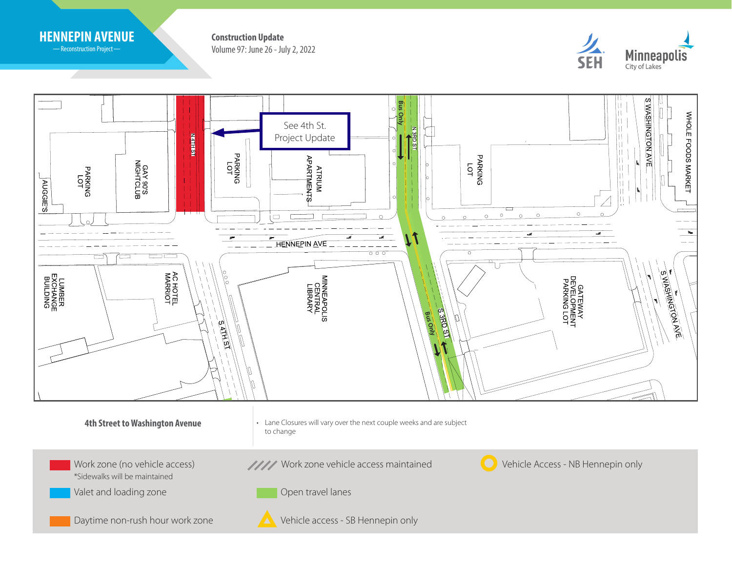**HENNEPIN AVENUE**
— Reconstruction Project —

**Construction Update**
Volume 97: June 26 - July 2, 2022

SEH

Minneapolis
City of Lakes

See 4th St. Project Update

AUGGIE'S

PARKING LOT

GAY 90'S NIGHTCLUB

N 4TH ST

PARKING LOT

ATRIUM APARTMENTS

Bus Only

N 3RD ST

PARKING LOT

S WASHINGTON AVE

WHOLE FOODS MARKET

HENNEPIN AVE

LUMBER EXCHANGE BUILDING

AC HOTEL MARRIOT

S 4TH ST

MINNEAPOLIS CENTRAL LIBRARY

Bus Only

S 3RD ST

GATEWAY DEVELOPMENT PARKING LOT

S WASHINGTON AVE

**4th Street to Washington Avenue**

- Lane Closures will vary over the next couple weeks and are subject to change

Work zone (no vehicle access)
*Sidewalks will be maintained

Valet and loading zone

Daytime non-rush hour work zone

Work zone vehicle access maintained

Open travel lanes

Vehicle access - SB Hennepin only

Vehicle Access - NB Hennepin only